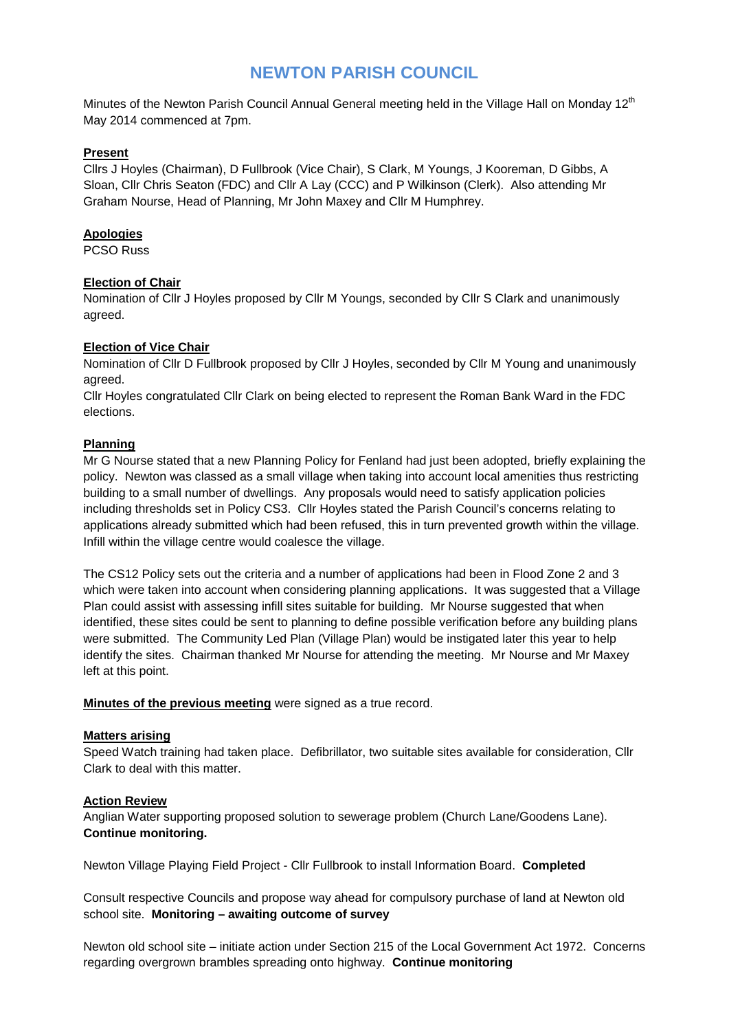# NEWTON PARISH COUNCIL

Minutes of the Newton Parish Council Annual General meeting held in the Village Hall on Monday 12th May 2014 commenced at 7pm.

**Present**

Cllrs J Hoyles (Chairman), D Fullbrook (Vice Chair), S Clark, M Youngs, J Kooreman, D Gibbs, A Sloan, Cllr Chris Seaton (FDC) and Cllr A Lay (CCC) and P Wilkinson (Clerk). Also attending Mr Graham Nourse, Head of Planning, Mr John Maxey and Cllr M Humphrey.

**Apologies**

PCSO Russ

**Election of Chair**

Nomination of Cllr J Hoyles proposed by Cllr M Youngs, seconded by Cllr S Clark and unanimously agreed.

**Election of Vice Chair**

Nomination of Cllr D Fullbrook proposed by Cllr J Hoyles, seconded by Cllr M Young and unanimously agreed.

Cllr Hoyles congratulated Cllr Clark on being elected to represent the Roman Bank Ward in the FDC elections.

**Planning**

Mr G Nourse stated that a new Planning Policy for Fenland had just been adopted, briefly explaining the policy. Newton was classed as a small village when taking into account local amenities thus restricting building to a small number of dwellings. Any proposals would need to satisfy application policies including thresholds set in Policy CS3. Cllr Hoyles stated the Parish Council's concerns relating to applications already submitted which had been refused, this in turn prevented growth within the village. Infill within the village centre would coalesce the village.

The CS12 Policy sets out the criteria and a number of applications had been in Flood Zone 2 and 3 which were taken into account when considering planning applications. It was suggested that a Village Plan could assist with assessing infill sites suitable for building. Mr Nourse suggested that when identified, these sites could be sent to planning to define possible verification before any building plans were submitted. The Community Led Plan (Village Plan) would be instigated later this year to help identify the sites. Chairman thanked Mr Nourse for attending the meeting. Mr Nourse and Mr Maxey left at this point.

**Minutes of the previous meeting** were signed as a true record.

**Matters arising**

Speed Watch training had taken place. Defibrillator, two suitable sites available for consideration, Cllr Clark to deal with this matter.

**Action Review**

Anglian Water supporting proposed solution to sewerage problem (Church Lane/Goodens Lane). **Continue monitoring.**

Newton Village Playing Field Project - Cllr Fullbrook to install Information Board. **Completed**

Consult respective Councils and propose way ahead for compulsory purchase of land at Newton old school site. **Monitoring – awaiting outcome of survey**

Newton old school site – initiate action under Section 215 of the Local Government Act 1972. Concerns regarding overgrown brambles spreading onto highway. **Continue monitoring**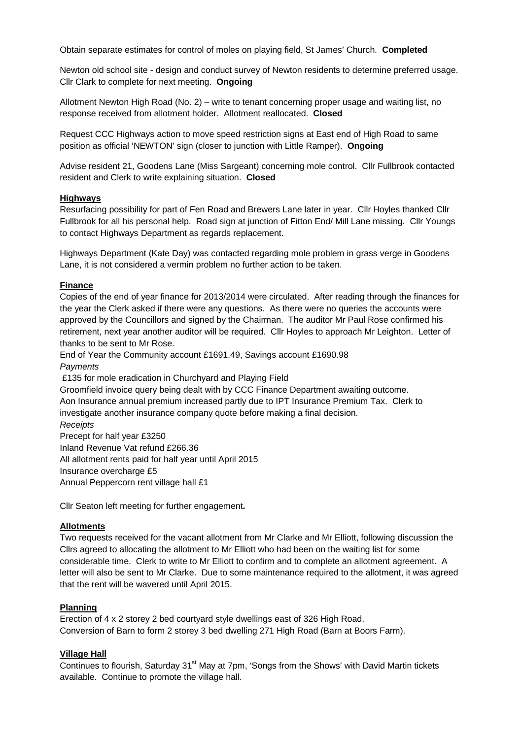Obtain separate estimates for control of moles on playing field, St James' Church. **Completed**

Newton old school site - design and conduct survey of Newton residents to determine preferred usage. Cllr Clark to complete for next meeting. **Ongoing**

Allotment Newton High Road (No. 2) – write to tenant concerning proper usage and waiting list, no response received from allotment holder. Allotment reallocated. **Closed**

Request CCC Highways action to move speed restriction signs at East end of High Road to same position as official 'NEWTON' sign (closer to junction with Little Ramper). **Ongoing**

Advise resident 21, Goodens Lane (Miss Sargeant) concerning mole control. Cllr Fullbrook contacted resident and Clerk to write explaining situation. **Closed**

**Highways**

Resurfacing possibility for part of Fen Road and Brewers Lane later in year. Cllr Hoyles thanked Cllr Fullbrook for all his personal help. Road sign at junction of Fitton End/ Mill Lane missing. Cllr Youngs to contact Highways Department as regards replacement.

Highways Department (Kate Day) was contacted regarding mole problem in grass verge in Goodens Lane, it is not considered a vermin problem no further action to be taken.

**Finance**

Copies of the end of year finance for 2013/2014 were circulated. After reading through the finances for the year the Clerk asked if there were any questions. As there were no queries the accounts were approved by the Councillors and signed by the Chairman. The auditor Mr Paul Rose confirmed his retirement, next year another auditor will be required. Cllr Hoyles to approach Mr Leighton. Letter of thanks to be sent to Mr Rose.

End of Year the Community account £1691.49, Savings account £1690.98

*Payments*

£135 for mole eradication in Churchyard and Playing Field

Groomfield invoice query being dealt with by CCC Finance Department awaiting outcome.

Aon Insurance annual premium increased partly due to IPT Insurance Premium Tax. Clerk to investigate another insurance company quote before making a final decision.

*Receipts*

Precept for half year £3250

Inland Revenue Vat refund £266.36

All allotment rents paid for half year until April 2015

Insurance overcharge £5

Annual Peppercorn rent village hall £1

Cllr Seaton left meeting for further engagement**.**

**Allotments**

Two requests received for the vacant allotment from Mr Clarke and Mr Elliott, following discussion the Cllrs agreed to allocating the allotment to Mr Elliott who had been on the waiting list for some considerable time. Clerk to write to Mr Elliott to confirm and to complete an allotment agreement. A letter will also be sent to Mr Clarke. Due to some maintenance required to the allotment, it was agreed that the rent will be wavered until April 2015.

**Planning**

Erection of 4 x 2 storey 2 bed courtyard style dwellings east of 326 High Road.

Conversion of Barn to form 2 storey 3 bed dwelling 271 High Road (Barn at Boors Farm).

**Village Hall**

Continues to flourish, Saturday 31st May at 7pm, 'Songs from the Shows' with David Martin tickets available. Continue to promote the village hall.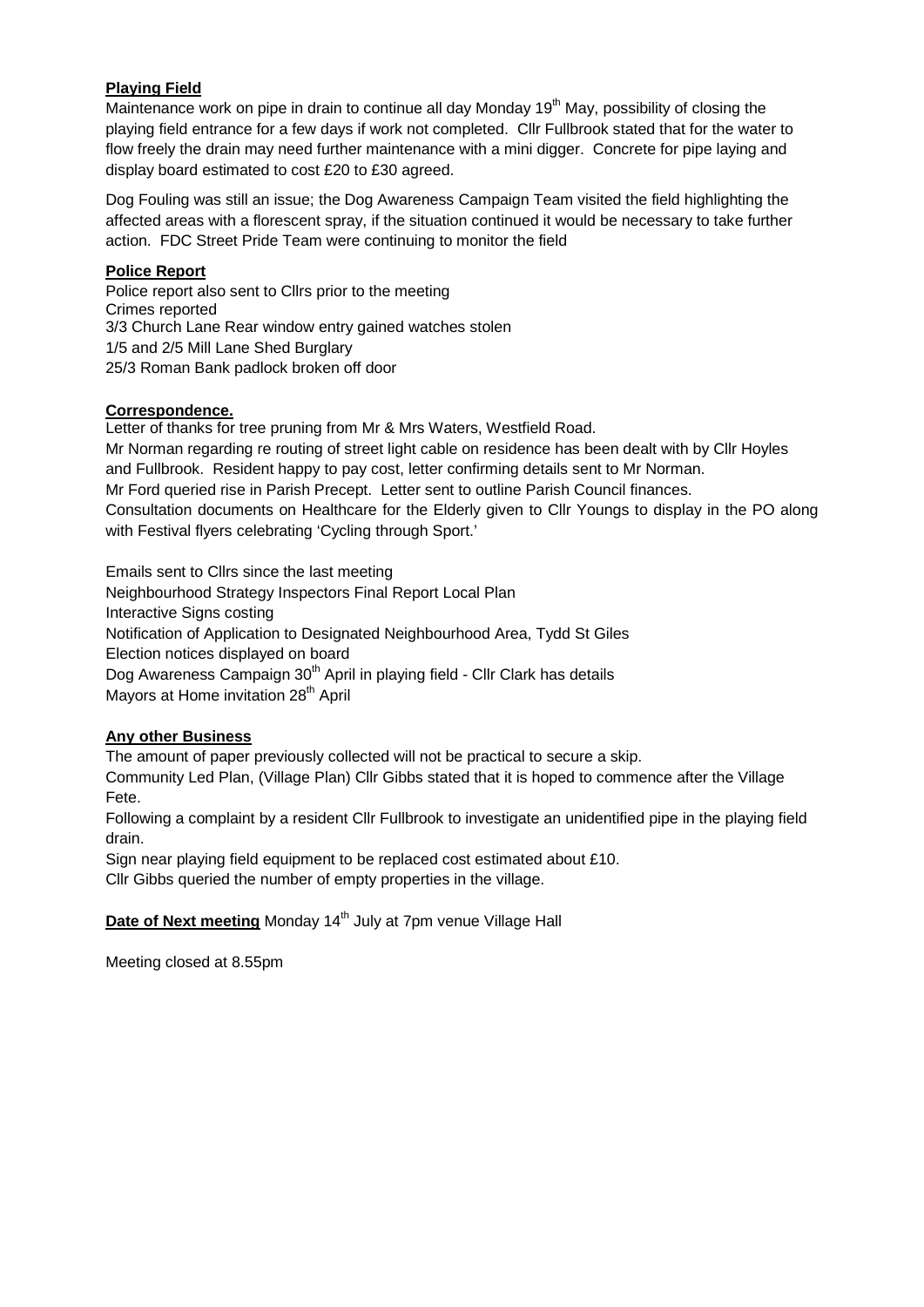**Playing Field**

Maintenance work on pipe in drain to continue all day Monday 19th May, possibility of closing the playing field entrance for a few days if work not completed. Cllr Fullbrook stated that for the water to flow freely the drain may need further maintenance with a mini digger. Concrete for pipe laying and display board estimated to cost £20 to £30 agreed.

Dog Fouling was still an issue; the Dog Awareness Campaign Team visited the field highlighting the affected areas with a florescent spray, if the situation continued it would be necessary to take further action. FDC Street Pride Team were continuing to monitor the field

**Police Report**

Police report also sent to Cllrs prior to the meeting
Crimes reported
3/3 Church Lane Rear window entry gained watches stolen
1/5 and 2/5 Mill Lane Shed Burglary
25/3 Roman Bank padlock broken off door

**Correspondence.**

Letter of thanks for tree pruning from Mr & Mrs Waters, Westfield Road.
Mr Norman regarding re routing of street light cable on residence has been dealt with by Cllr Hoyles and Fullbrook. Resident happy to pay cost, letter confirming details sent to Mr Norman.
Mr Ford queried rise in Parish Precept. Letter sent to outline Parish Council finances.
Consultation documents on Healthcare for the Elderly given to Cllr Youngs to display in the PO along with Festival flyers celebrating 'Cycling through Sport.'

Emails sent to Cllrs since the last meeting
Neighbourhood Strategy Inspectors Final Report Local Plan
Interactive Signs costing
Notification of Application to Designated Neighbourhood Area, Tydd St Giles
Election notices displayed on board
Dog Awareness Campaign 30th April in playing field - Cllr Clark has details
Mayors at Home invitation 28th April

**Any other Business**

The amount of paper previously collected will not be practical to secure a skip.
Community Led Plan, (Village Plan) Cllr Gibbs stated that it is hoped to commence after the Village Fete.
Following a complaint by a resident Cllr Fullbrook to investigate an unidentified pipe in the playing field drain.
Sign near playing field equipment to be replaced cost estimated about £10.
Cllr Gibbs queried the number of empty properties in the village.

**Date of Next meeting** Monday 14th July at 7pm venue Village Hall

Meeting closed at 8.55pm